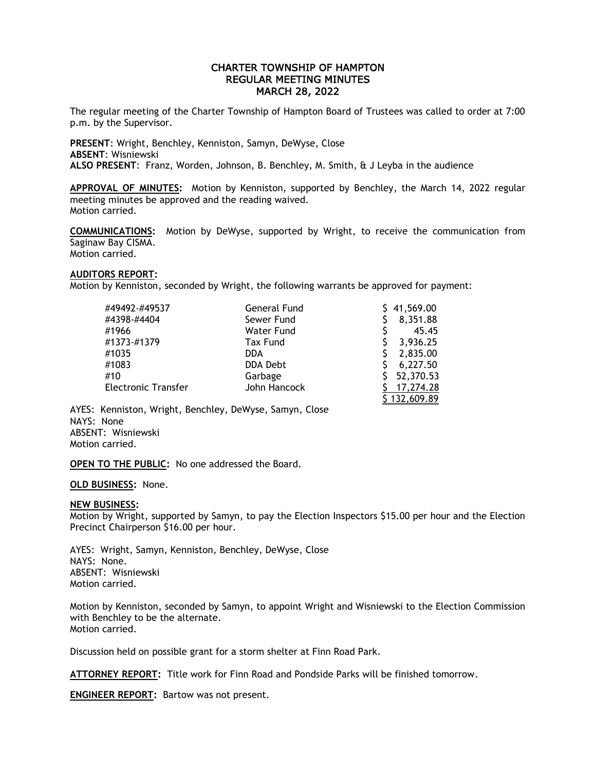# CHARTER TOWNSHIP OF HAMPTON
## REGULAR MEETING MINUTES
## MARCH 28, 2022

The regular meeting of the Charter Township of Hampton Board of Trustees was called to order at 7:00 p.m. by the Supervisor.

**PRESENT**: Wright, Benchley, Kenniston, Samyn, DeWyse, Close
**ABSENT**: Wisniewski
**ALSO PRESENT**: Franz, Worden, Johnson, B. Benchley, M. Smith, & J Leyba in the audience

**APPROVAL OF MINUTES:** Motion by Kenniston, supported by Benchley, the March 14, 2022 regular meeting minutes be approved and the reading waived.
Motion carried.

**COMMUNICATIONS:** Motion by DeWyse, supported by Wright, to receive the communication from Saginaw Bay CISMA.
Motion carried.

**AUDITORS REPORT:**
Motion by Kenniston, seconded by Wright, the following warrants be approved for payment:

| | | |
|---|---|---|
| #49492-#49537 | General Fund | $ 41,569.00 |
| #4398-#4404 | Sewer Fund | $ 8,351.88 |
| #1966 | Water Fund | $ 45.45 |
| #1373-#1379 | Tax Fund | $ 3,936.25 |
| #1035 | DDA | $ 2,835.00 |
| #1083 | DDA Debt | $ 6,227.50 |
| #10 | Garbage | $ 52,370.53 |
| Electronic Transfer | John Hancock | $ 17,274.28 |
| | | $ 132,609.89 |

AYES: Kenniston, Wright, Benchley, DeWyse, Samyn, Close
NAYS: None
ABSENT: Wisniewski
Motion carried.

**OPEN TO THE PUBLIC:** No one addressed the Board.

**OLD BUSINESS:** None.

**NEW BUSINESS:**
Motion by Wright, supported by Samyn, to pay the Election Inspectors $15.00 per hour and the Election Precinct Chairperson $16.00 per hour.

AYES: Wright, Samyn, Kenniston, Benchley, DeWyse, Close
NAYS: None.
ABSENT: Wisniewski
Motion carried.

Motion by Kenniston, seconded by Samyn, to appoint Wright and Wisniewski to the Election Commission with Benchley to be the alternate.
Motion carried.

Discussion held on possible grant for a storm shelter at Finn Road Park.

**ATTORNEY REPORT:** Title work for Finn Road and Pondside Parks will be finished tomorrow.

**ENGINEER REPORT:** Bartow was not present.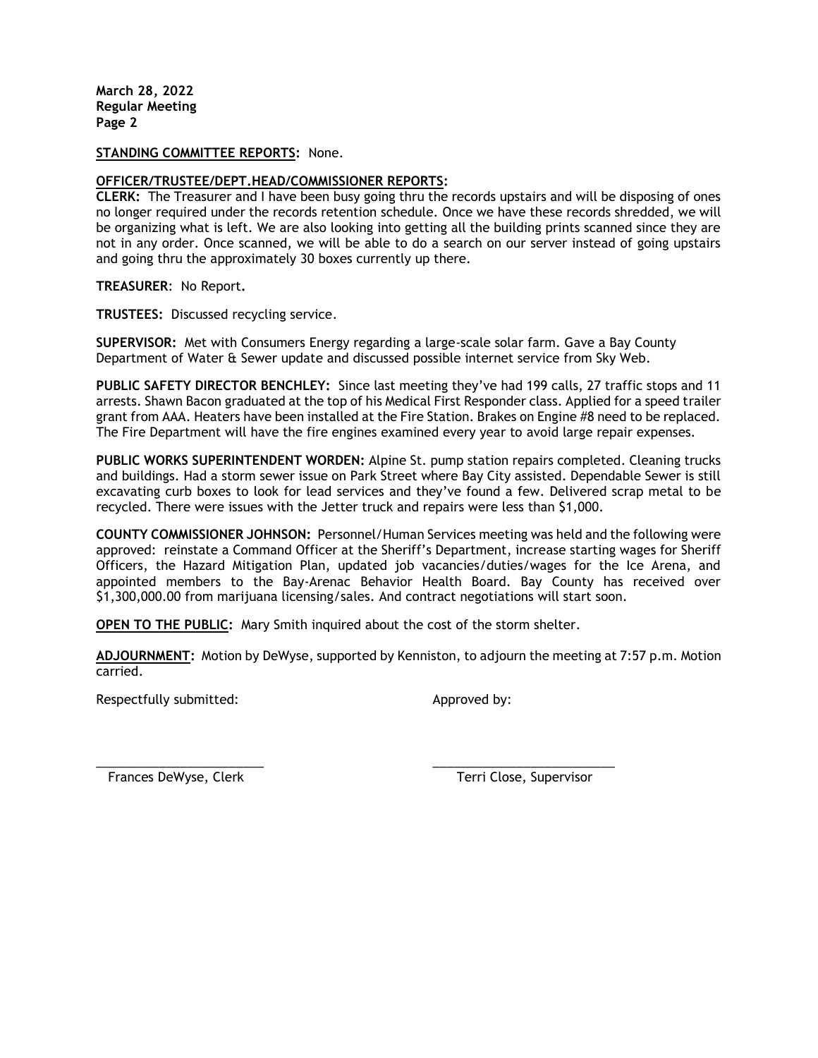**STANDING COMMITTEE REPORTS:** None.

**OFFICER/TRUSTEE/DEPT.HEAD/COMMISSIONER REPORTS:**

**CLERK:** The Treasurer and I have been busy going thru the records upstairs and will be disposing of ones no longer required under the records retention schedule. Once we have these records shredded, we will be organizing what is left. We are also looking into getting all the building prints scanned since they are not in any order. Once scanned, we will be able to do a search on our server instead of going upstairs and going thru the approximately 30 boxes currently up there.

**TREASURER**: No Report**.**

**TRUSTEES:** Discussed recycling service.

**SUPERVISOR:** Met with Consumers Energy regarding a large-scale solar farm. Gave a Bay County Department of Water & Sewer update and discussed possible internet service from Sky Web.

**PUBLIC SAFETY DIRECTOR BENCHLEY:** Since last meeting they've had 199 calls, 27 traffic stops and 11 arrests. Shawn Bacon graduated at the top of his Medical First Responder class. Applied for a speed trailer grant from AAA. Heaters have been installed at the Fire Station. Brakes on Engine #8 need to be replaced. The Fire Department will have the fire engines examined every year to avoid large repair expenses.

**PUBLIC WORKS SUPERINTENDENT WORDEN:** Alpine St. pump station repairs completed. Cleaning trucks and buildings. Had a storm sewer issue on Park Street where Bay City assisted. Dependable Sewer is still excavating curb boxes to look for lead services and they've found a few. Delivered scrap metal to be recycled. There were issues with the Jetter truck and repairs were less than $1,000.

**COUNTY COMMISSIONER JOHNSON:** Personnel/Human Services meeting was held and the following were approved: reinstate a Command Officer at the Sheriff's Department, increase starting wages for Sheriff Officers, the Hazard Mitigation Plan, updated job vacancies/duties/wages for the Ice Arena, and appointed members to the Bay-Arenac Behavior Health Board. Bay County has received over $1,300,000.00 from marijuana licensing/sales. And contract negotiations will start soon.

**OPEN TO THE PUBLIC:** Mary Smith inquired about the cost of the storm shelter.

**ADJOURNMENT:** Motion by DeWyse, supported by Kenniston, to adjourn the meeting at 7:57 p.m. Motion carried.

Respectfully submitted: Approved by:

________________________ ________________________

Frances DeWyse, Clerk Terri Close, Supervisor